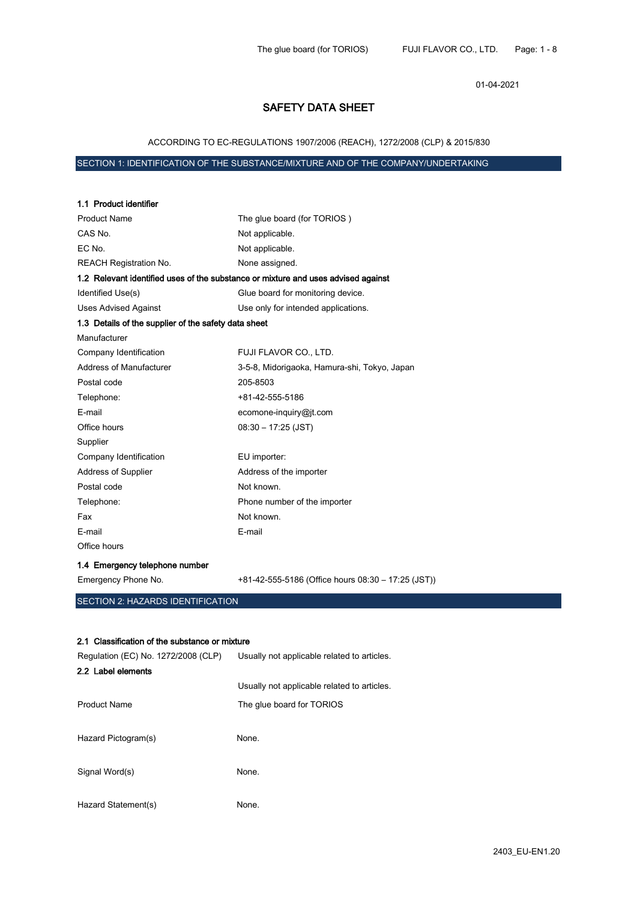01-04-2021

# SAFETY DATA SHEET

ACCORDING TO EC-REGULATIONS 1907/2006 (REACH), 1272/2008 (CLP) & 2015/830

## SECTION 1: IDENTIFICATION OF THE SUBSTANCE/MIXTURE AND OF THE COMPANY/UNDERTAKING

### 1.1 Product identifier

| | |
|---|---|
| Product Name | The glue board (for TORIOS ) |
| CAS No. | Not applicable. |
| EC No. | Not applicable. |
| REACH Registration No. | None assigned. |

### 1.2 Relevant identified uses of the substance or mixture and uses advised against

| | |
|---|---|
| Identified Use(s) | Glue board for monitoring device. |
| Uses Advised Against | Use only for intended applications. |

### 1.3 Details of the supplier of the safety data sheet

| | |
|---|---|
| Manufacturer | |
| Company Identification | FUJI FLAVOR CO., LTD. |
| Address of Manufacturer | 3-5-8, Midorigaoka, Hamura-shi, Tokyo, Japan |
| Postal code | 205-8503 |
| Telephone: | +81-42-555-5186 |
| E-mail | ecomone-inquiry@jt.com |
| Office hours | 08:30 – 17:25 (JST) |
| Supplier | |
| Company Identification | EU importer: |
| Address of Supplier | Address of the importer |
| Postal code | Not known. |
| Telephone: | Phone number of the importer |
| Fax | Not known. |
| E-mail | E-mail |
| Office hours | |

### 1.4 Emergency telephone number

| | |
|---|---|
| Emergency Phone No. | +81-42-555-5186 (Office hours 08:30 – 17:25 (JST)) |

## SECTION 2: HAZARDS IDENTIFICATION

### 2.1 Classification of the substance or mixture

| | |
|---|---|
| Regulation (EC) No. 1272/2008 (CLP) | Usually not applicable related to articles. |

### 2.2 Label elements

| | |
|---|---|
| | Usually not applicable related to articles. |
| Product Name | The glue board for TORIOS |
| Hazard Pictogram(s) | None. |
| Signal Word(s) | None. |
| Hazard Statement(s) | None. |

2403_EU-EN1.20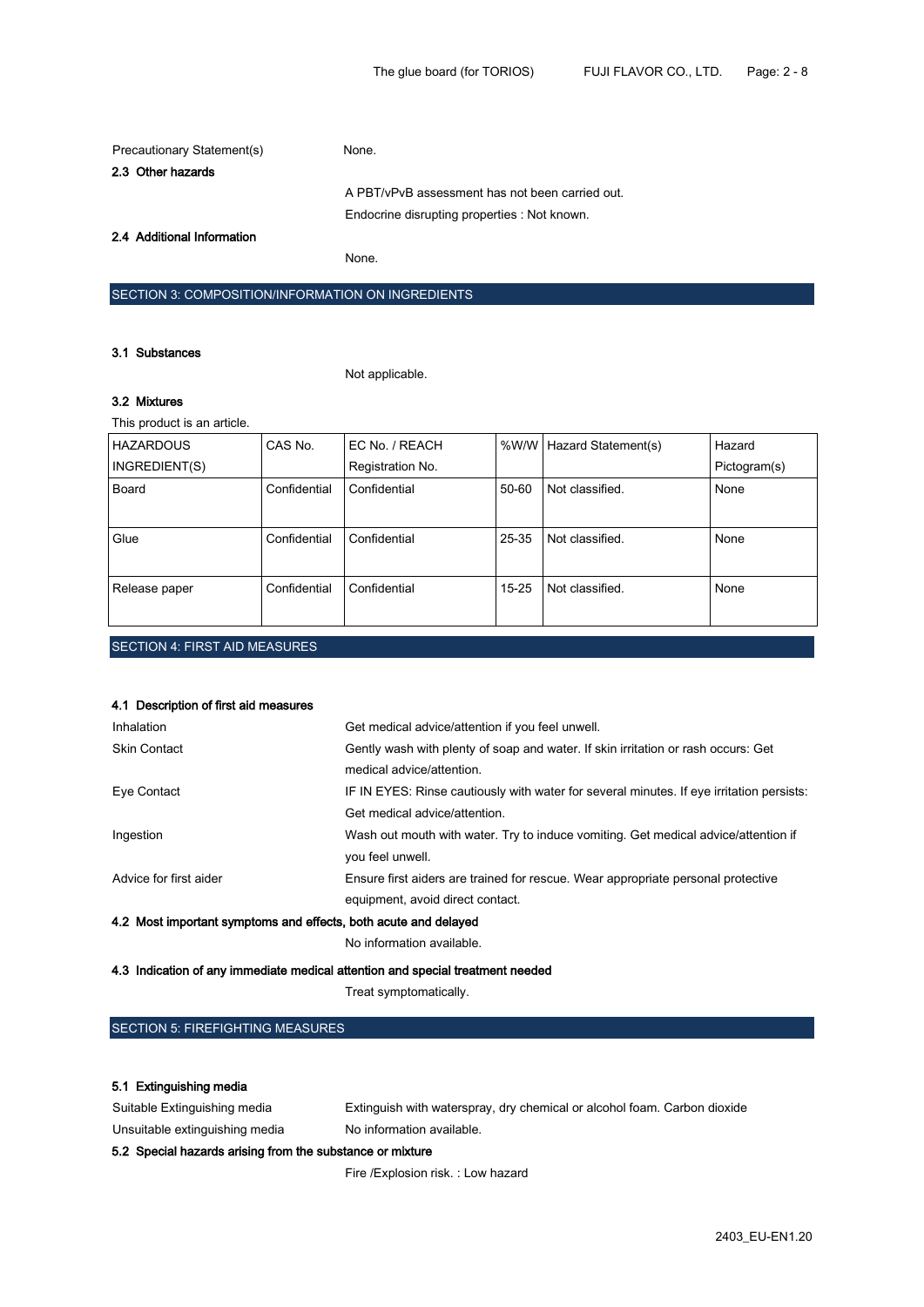Precautionary Statement(s) None.

### 2.3 Other hazards

A PBT/vPvB assessment has not been carried out.

Endocrine disrupting properties : Not known.

### 2.4 Additional Information

None.

## SECTION 3: COMPOSITION/INFORMATION ON INGREDIENTS

### 3.1 Substances

Not applicable.

### 3.2 Mixtures

This product is an article.

| HAZARDOUS INGREDIENT(S) | CAS No. | EC No. / REACH Registration No. | %W/W | Hazard Statement(s) | Hazard Pictogram(s) |
|---|---|---|---|---|---|
| Board | Confidential | Confidential | 50-60 | Not classified. | None |
| Glue | Confidential | Confidential | 25-35 | Not classified. | None |
| Release paper | Confidential | Confidential | 15-25 | Not classified. | None |

## SECTION 4: FIRST AID MEASURES

### 4.1 Description of first aid measures

| | |
|---|---|
| Inhalation | Get medical advice/attention if you feel unwell. |
| Skin Contact | Gently wash with plenty of soap and water. If skin irritation or rash occurs: Get medical advice/attention. |
| Eye Contact | IF IN EYES: Rinse cautiously with water for several minutes. If eye irritation persists: Get medical advice/attention. |
| Ingestion | Wash out mouth with water. Try to induce vomiting. Get medical advice/attention if you feel unwell. |
| Advice for first aider | Ensure first aiders are trained for rescue. Wear appropriate personal protective equipment, avoid direct contact. |

### 4.2 Most important symptoms and effects, both acute and delayed

No information available.

### 4.3 Indication of any immediate medical attention and special treatment needed

Treat symptomatically.

## SECTION 5: FIREFIGHTING MEASURES

### 5.1 Extinguishing media

| | |
|---|---|
| Suitable Extinguishing media | Extinguish with waterspray, dry chemical or alcohol foam. Carbon dioxide |
| Unsuitable extinguishing media | No information available. |

### 5.2 Special hazards arising from the substance or mixture

Fire /Explosion risk. : Low hazard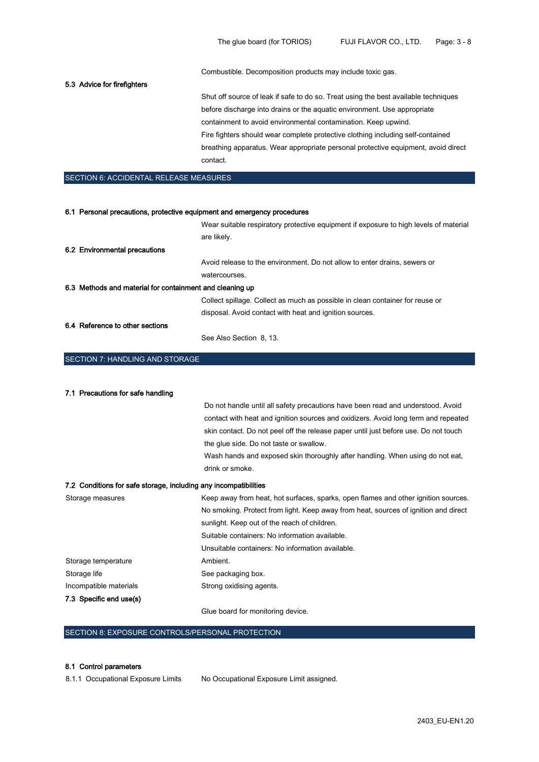Combustible. Decomposition products may include toxic gas.

**5.3 Advice for firefighters**

Shut off source of leak if safe to do so. Treat using the best available techniques before discharge into drains or the aquatic environment. Use appropriate containment to avoid environmental contamination. Keep upwind.
Fire fighters should wear complete protective clothing including self-contained breathing apparatus. Wear appropriate personal protective equipment, avoid direct contact.

## SECTION 6: ACCIDENTAL RELEASE MEASURES

**6.1 Personal precautions, protective equipment and emergency procedures**

Wear suitable respiratory protective equipment if exposure to high levels of material are likely.

**6.2 Environmental precautions**

Avoid release to the environment. Do not allow to enter drains, sewers or watercourses.

**6.3 Methods and material for containment and cleaning up**

Collect spillage. Collect as much as possible in clean container for reuse or disposal. Avoid contact with heat and ignition sources.

**6.4 Reference to other sections**

See Also Section 8, 13.

## SECTION 7: HANDLING AND STORAGE

**7.1 Precautions for safe handling**

Do not handle until all safety precautions have been read and understood. Avoid contact with heat and ignition sources and oxidizers. Avoid long term and repeated skin contact. Do not peel off the release paper until just before use. Do not touch the glue side. Do not taste or swallow.
Wash hands and exposed skin thoroughly after handling. When using do not eat, drink or smoke.

**7.2 Conditions for safe storage, including any incompatibilities**

Storage measures: Keep away from heat, hot surfaces, sparks, open flames and other ignition sources. No smoking. Protect from light. Keep away from heat, sources of ignition and direct sunlight. Keep out of the reach of children.
Suitable containers: No information available.
Unsuitable containers: No information available.

Storage temperature: Ambient.

Storage life: See packaging box.

Incompatible materials: Strong oxidising agents.

**7.3 Specific end use(s)**

Glue board for monitoring device.

## SECTION 8: EXPOSURE CONTROLS/PERSONAL PROTECTION

**8.1 Control parameters**

8.1.1 Occupational Exposure Limits: No Occupational Exposure Limit assigned.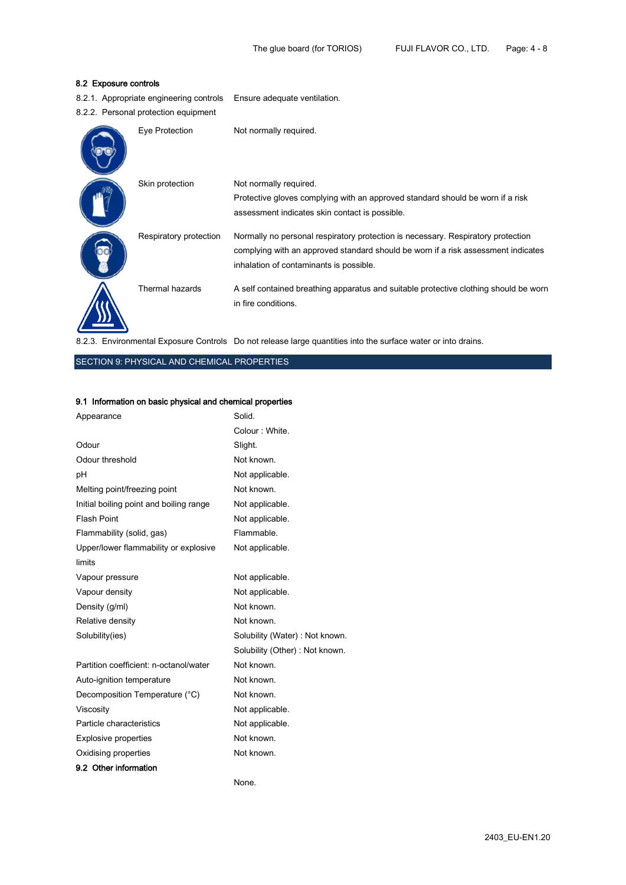### 8.2 Exposure controls

| | |
|---|---|
| 8.2.1. Appropriate engineering controls | Ensure adequate ventilation. |
| 8.2.2. Personal protection equipment | |
| Eye Protection | Not normally required. |
| Skin protection | Not normally required.<br>Protective gloves complying with an approved standard should be worn if a risk assessment indicates skin contact is possible. |
| Respiratory protection | Normally no personal respiratory protection is necessary. Respiratory protection complying with an approved standard should be worn if a risk assessment indicates inhalation of contaminants is possible. |
| Thermal hazards | A self contained breathing apparatus and suitable protective clothing should be worn in fire conditions. |
| 8.2.3. Environmental Exposure Controls | Do not release large quantities into the surface water or into drains. |

## SECTION 9: PHYSICAL AND CHEMICAL PROPERTIES

### 9.1 Information on basic physical and chemical properties

| | |
|---|---|
| Appearance | Solid.<br>Colour : White. |
| Odour | Slight. |
| Odour threshold | Not known. |
| pH | Not applicable. |
| Melting point/freezing point | Not known. |
| Initial boiling point and boiling range | Not applicable. |
| Flash Point | Not applicable. |
| Flammability (solid, gas) | Flammable. |
| Upper/lower flammability or explosive limits | Not applicable. |
| Vapour pressure | Not applicable. |
| Vapour density | Not applicable. |
| Density (g/ml) | Not known. |
| Relative density | Not known. |
| Solubility(ies) | Solubility (Water) : Not known.<br>Solubility (Other) : Not known. |
| Partition coefficient: n-octanol/water | Not known. |
| Auto-ignition temperature | Not known. |
| Decomposition Temperature (°C) | Not known. |
| Viscosity | Not applicable. |
| Particle characteristics | Not applicable. |
| Explosive properties | Not known. |
| Oxidising properties | Not known. |

### 9.2 Other information

None.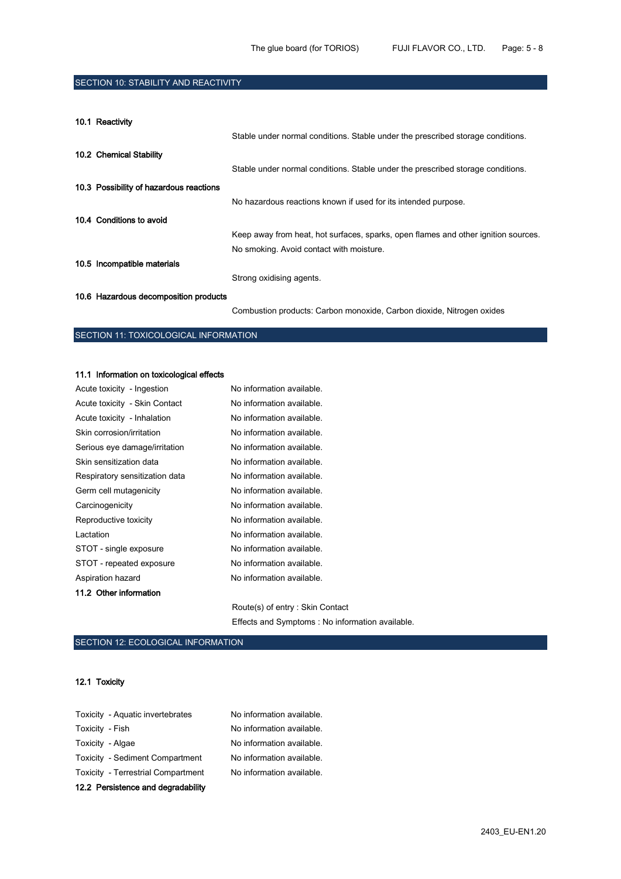## SECTION 10: STABILITY AND REACTIVITY

**10.1 Reactivity**

Stable under normal conditions. Stable under the prescribed storage conditions.

**10.2 Chemical Stability**

Stable under normal conditions. Stable under the prescribed storage conditions.

**10.3 Possibility of hazardous reactions**

No hazardous reactions known if used for its intended purpose.

**10.4 Conditions to avoid**

Keep away from heat, hot surfaces, sparks, open flames and other ignition sources.

No smoking. Avoid contact with moisture.

**10.5 Incompatible materials**

Strong oxidising agents.

**10.6 Hazardous decomposition products**

Combustion products: Carbon monoxide, Carbon dioxide, Nitrogen oxides

## SECTION 11: TOXICOLOGICAL INFORMATION

**11.1 Information on toxicological effects**

| | |
|---|---|
| Acute toxicity - Ingestion | No information available. |
| Acute toxicity - Skin Contact | No information available. |
| Acute toxicity - Inhalation | No information available. |
| Skin corrosion/irritation | No information available. |
| Serious eye damage/irritation | No information available. |
| Skin sensitization data | No information available. |
| Respiratory sensitization data | No information available. |
| Germ cell mutagenicity | No information available. |
| Carcinogenicity | No information available. |
| Reproductive toxicity | No information available. |
| Lactation | No information available. |
| STOT - single exposure | No information available. |
| STOT - repeated exposure | No information available. |
| Aspiration hazard | No information available. |

**11.2 Other information**

Route(s) of entry : Skin Contact

Effects and Symptoms : No information available.

## SECTION 12: ECOLOGICAL INFORMATION

**12.1 Toxicity**

| | |
|---|---|
| Toxicity - Aquatic invertebrates | No information available. |
| Toxicity - Fish | No information available. |
| Toxicity - Algae | No information available. |
| Toxicity - Sediment Compartment | No information available. |
| Toxicity - Terrestrial Compartment | No information available. |

**12.2 Persistence and degradability**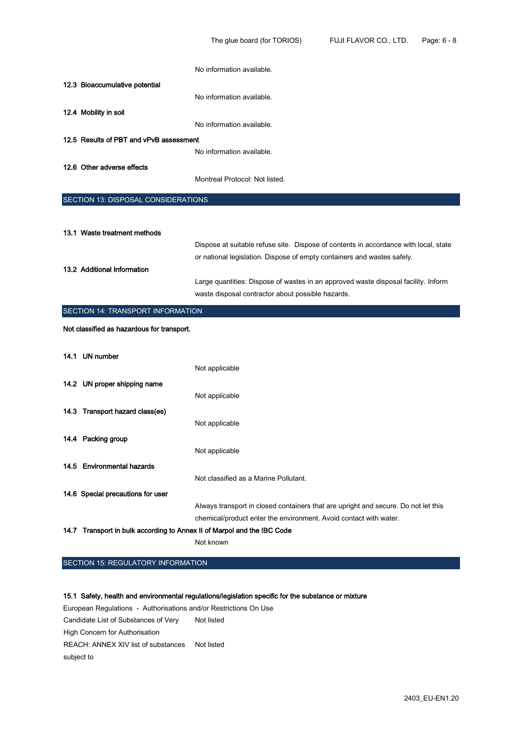No information available.

**12.3 Bioaccumulative potential**

No information available.

**12.4 Mobility in soil**

No information available.

**12.5 Results of PBT and vPvB assessment**

No information available.

**12.6 Other adverse effects**

Montreal Protocol: Not listed.

## SECTION 13: DISPOSAL CONSIDERATIONS

**13.1 Waste treatment methods**

Dispose at suitable refuse site. Dispose of contents in accordance with local, state or national legislation. Dispose of empty containers and wastes safely.

**13.2 Additional Information**

Large quantities: Dispose of wastes in an approved waste disposal facility. Inform waste disposal contractor about possible hazards.

## SECTION 14: TRANSPORT INFORMATION

**Not classified as hazardous for transport.**

**14.1 UN number**

Not applicable

**14.2 UN proper shipping name**

Not applicable

**14.3 Transport hazard class(es)**

Not applicable

**14.4 Packing group**

Not applicable

**14.5 Environmental hazards**

Not classified as a Marine Pollutant.

**14.6 Special precautions for user**

Always transport in closed containers that are upright and secure. Do not let this chemical/product enter the environment. Avoid contact with water.

**14.7 Transport in bulk according to Annex II of Marpol and the IBC Code**

Not known

## SECTION 15: REGULATORY INFORMATION

**15.1 Safety, health and environmental regulations/legislation specific for the substance or mixture**

European Regulations - Authorisations and/or Restrictions On Use

| | |
|---|---|
| Candidate List of Substances of Very High Concern for Authorisation | Not listed |
| REACH: ANNEX XIV list of substances subject to | Not listed |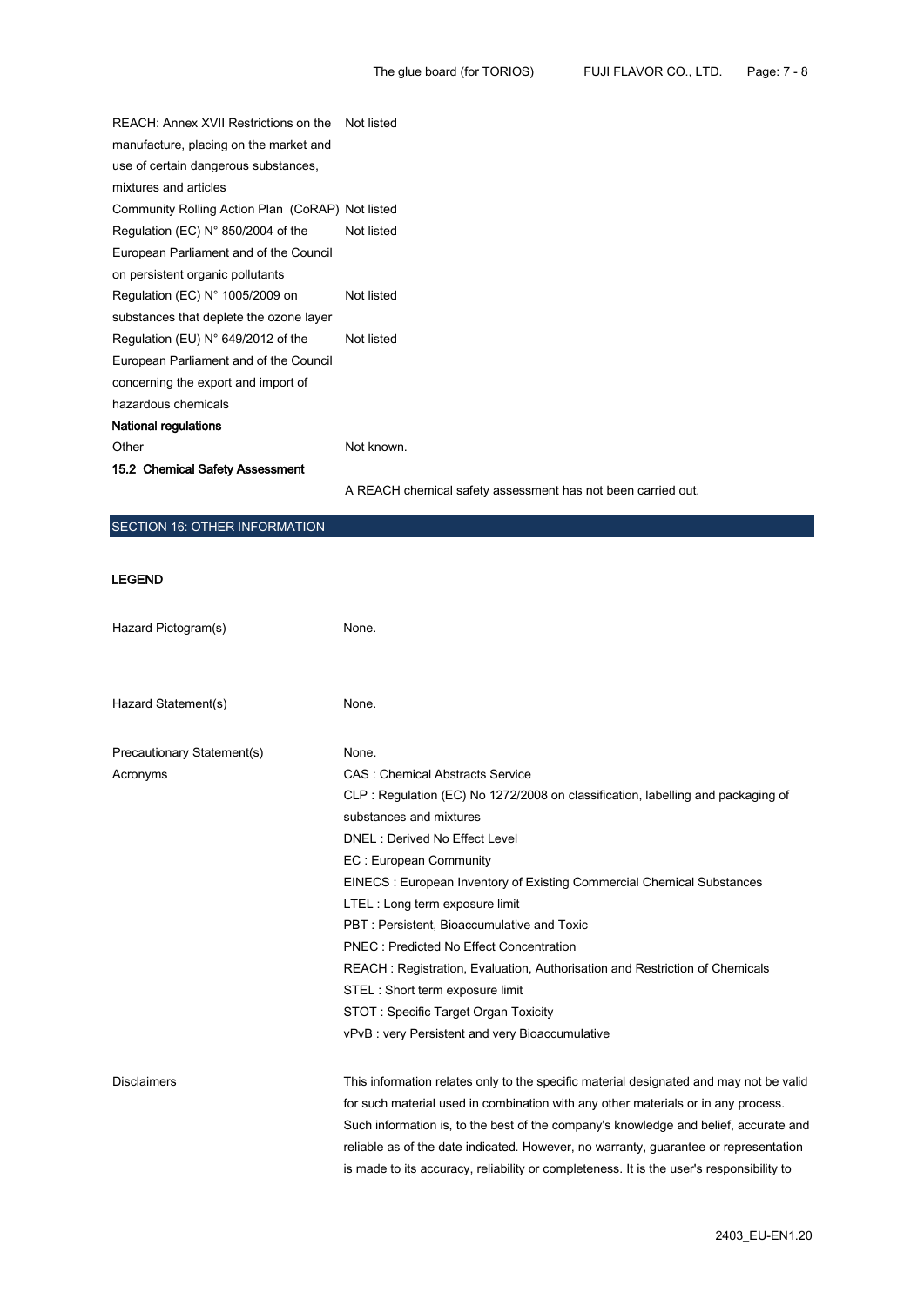| | |
|---|---|
| REACH: Annex XVII Restrictions on the manufacture, placing on the market and use of certain dangerous substances, mixtures and articles | Not listed |
| Community Rolling Action Plan (CoRAP) | Not listed |
| Regulation (EC) N° 850/2004 of the European Parliament and of the Council on persistent organic pollutants | Not listed |
| Regulation (EC) N° 1005/2009 on substances that deplete the ozone layer | Not listed |
| Regulation (EU) N° 649/2012 of the European Parliament and of the Council concerning the export and import of hazardous chemicals | Not listed |

**National regulations**

| | |
|---|---|
| Other | Not known. |

**15.2 Chemical Safety Assessment**

A REACH chemical safety assessment has not been carried out.

## SECTION 16: OTHER INFORMATION

**LEGEND**

| | |
|---|---|
| Hazard Pictogram(s) | None. |
| Hazard Statement(s) | None. |
| Precautionary Statement(s) | None. |
| Acronyms | CAS : Chemical Abstracts Service<br>CLP : Regulation (EC) No 1272/2008 on classification, labelling and packaging of substances and mixtures<br>DNEL : Derived No Effect Level<br>EC : European Community<br>EINECS : European Inventory of Existing Commercial Chemical Substances<br>LTEL : Long term exposure limit<br>PBT : Persistent, Bioaccumulative and Toxic<br>PNEC : Predicted No Effect Concentration<br>REACH : Registration, Evaluation, Authorisation and Restriction of Chemicals<br>STEL : Short term exposure limit<br>STOT : Specific Target Organ Toxicity<br>vPvB : very Persistent and very Bioaccumulative |
| Disclaimers | This information relates only to the specific material designated and may not be valid for such material used in combination with any other materials or in any process. Such information is, to the best of the company's knowledge and belief, accurate and reliable as of the date indicated. However, no warranty, guarantee or representation is made to its accuracy, reliability or completeness. It is the user's responsibility to |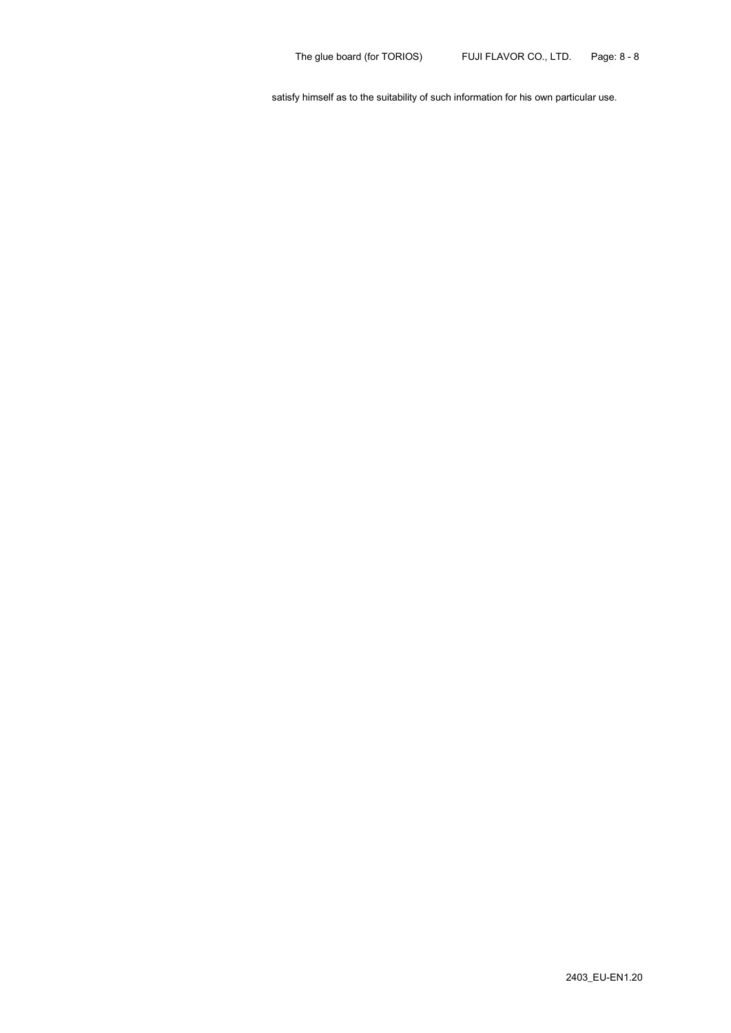satisfy himself as to the suitability of such information for his own particular use.